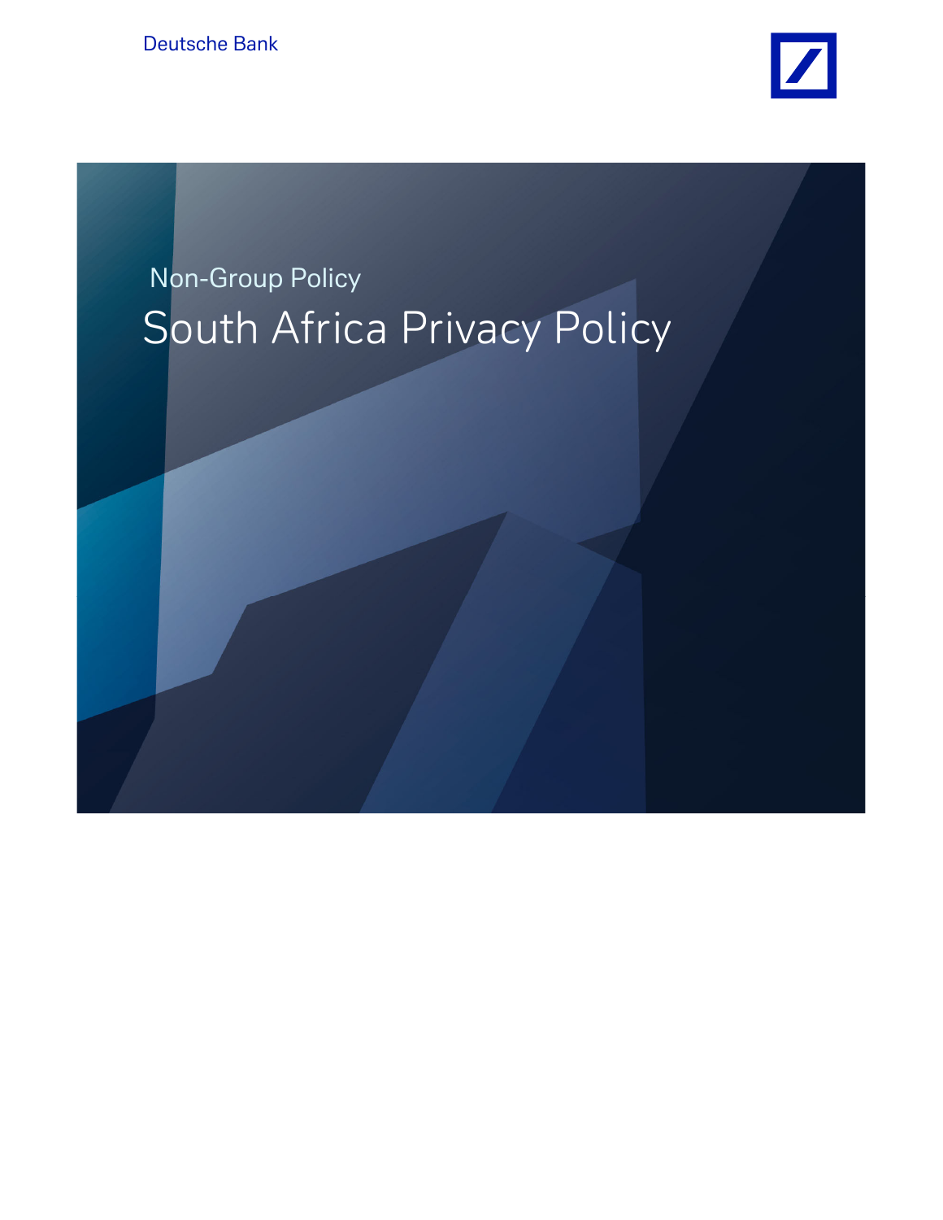Deutsche Bank

Non-Group Policy

# South Africa Privacy Policy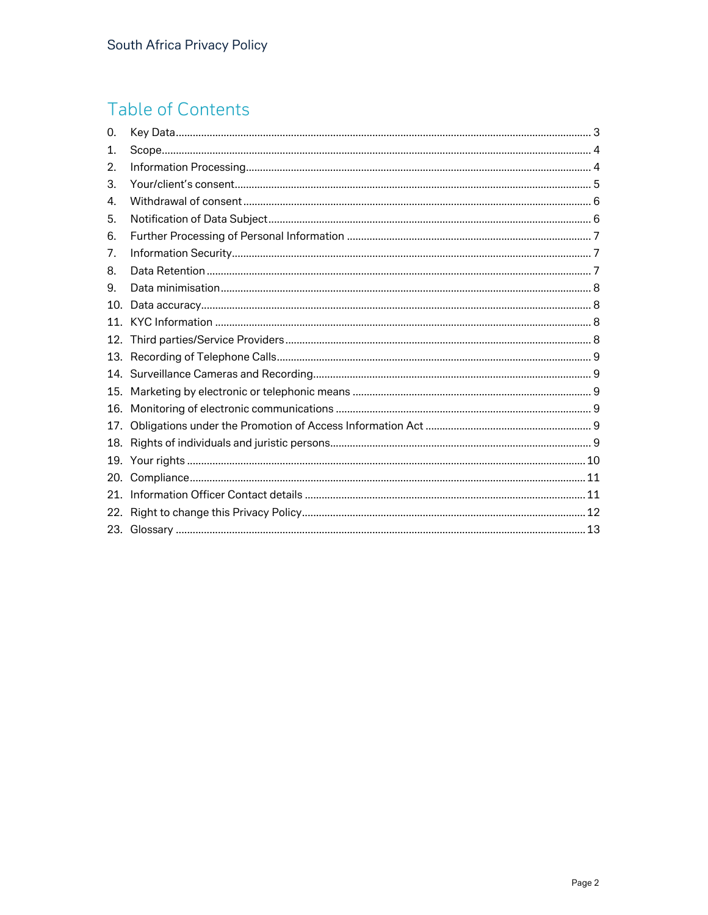# Table of Contents

0. Key Data .......... 3
1. Scope .......... 4
2. Information Processing .......... 4
3. Your/client's consent .......... 5
4. Withdrawal of consent .......... 6
5. Notification of Data Subject .......... 6
6. Further Processing of Personal Information .......... 7
7. Information Security .......... 7
8. Data Retention .......... 7
9. Data minimisation .......... 8
10. Data accuracy .......... 8
11. KYC Information .......... 8
12. Third parties/Service Providers .......... 8
13. Recording of Telephone Calls .......... 9
14. Surveillance Cameras and Recording .......... 9
15. Marketing by electronic or telephonic means .......... 9
16. Monitoring of electronic communications .......... 9
17. Obligations under the Promotion of Access Information Act .......... 9
18. Rights of individuals and juristic persons .......... 9
19. Your rights .......... 10
20. Compliance .......... 11
21. Information Officer Contact details .......... 11
22. Right to change this Privacy Policy .......... 12
23. Glossary .......... 13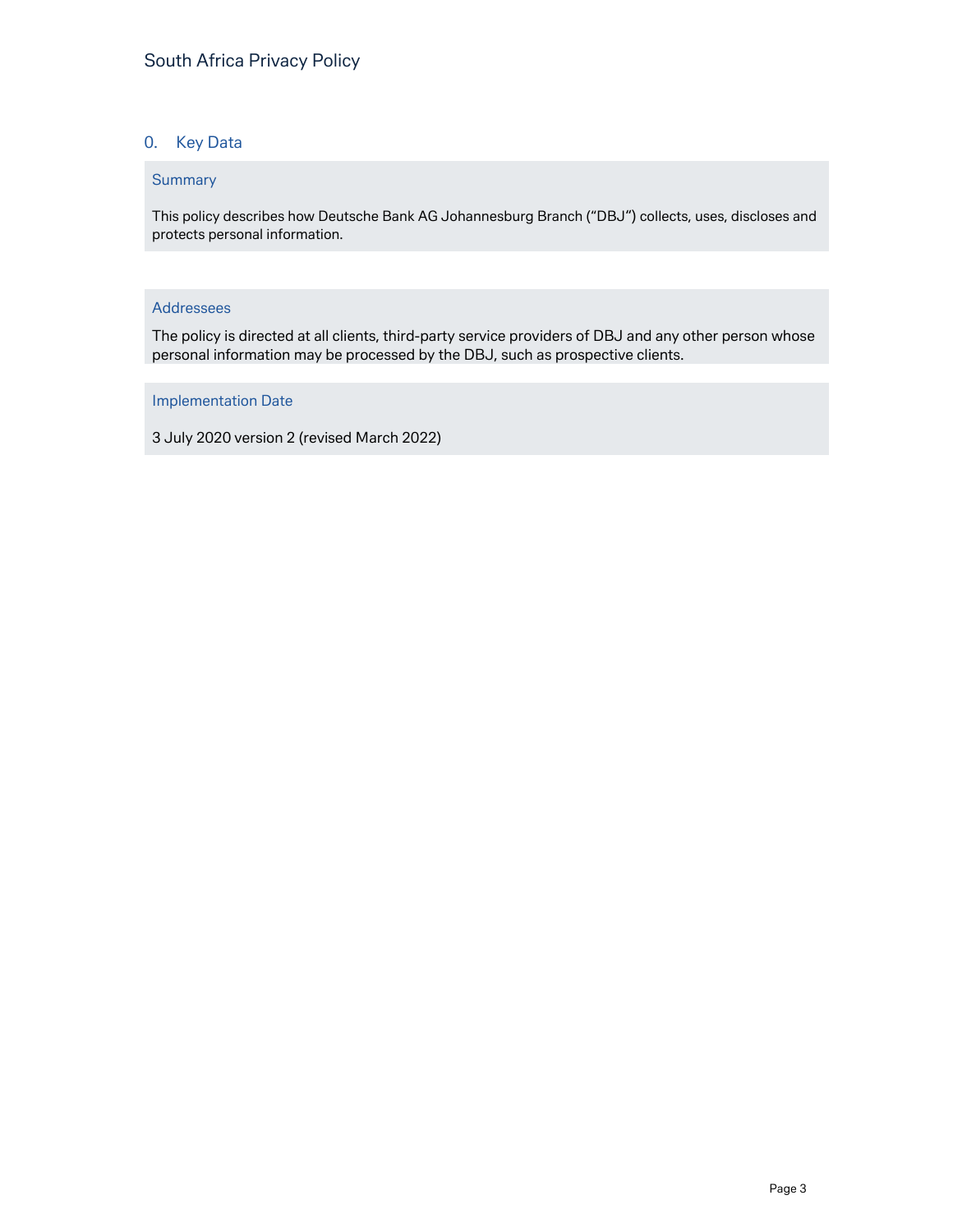## 0. Key Data

### Summary

This policy describes how Deutsche Bank AG Johannesburg Branch ("DBJ") collects, uses, discloses and protects personal information.

### Addressees

The policy is directed at all clients, third-party service providers of DBJ and any other person whose personal information may be processed by the DBJ, such as prospective clients.

### Implementation Date

3 July 2020 version 2 (revised March 2022)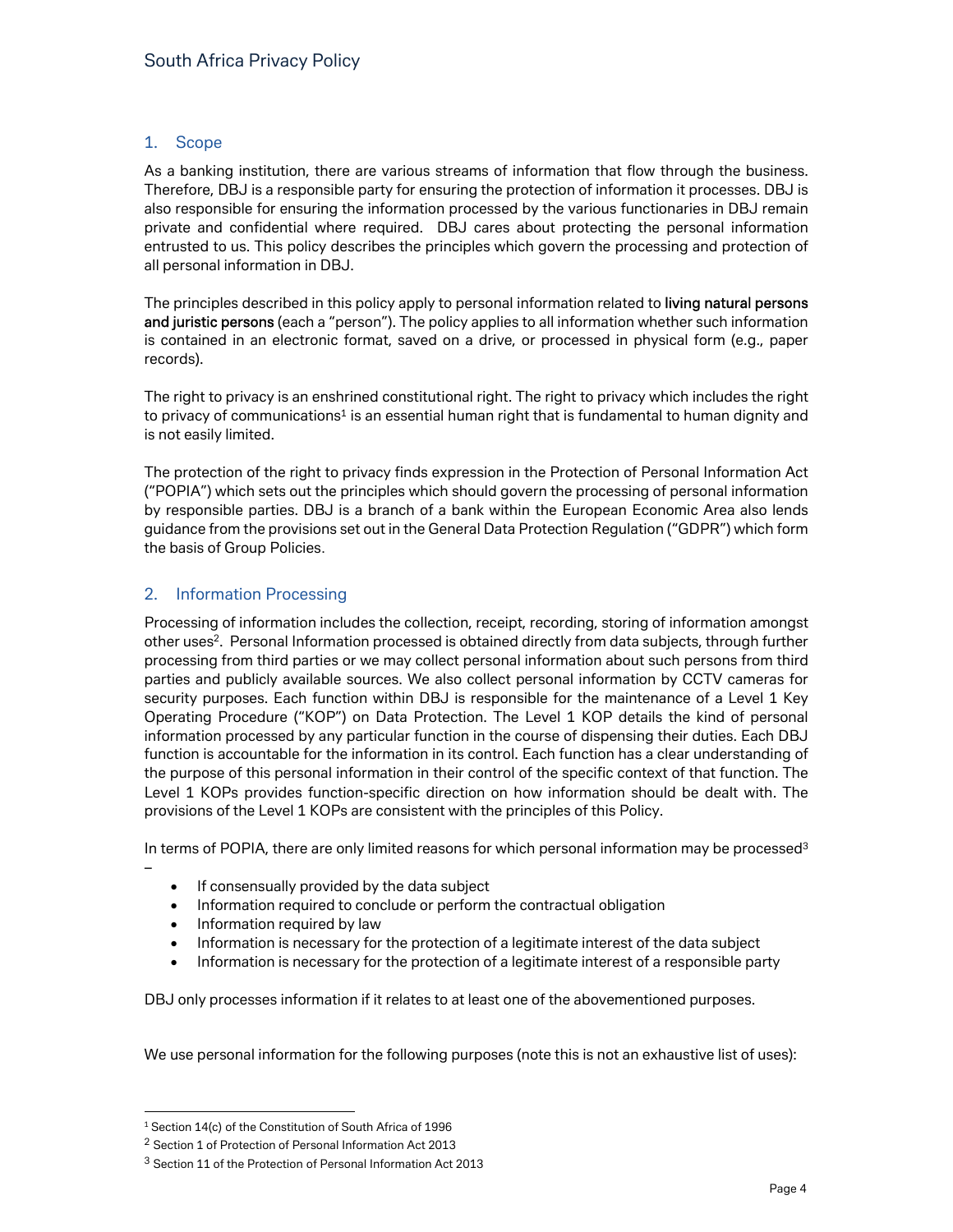## 1. Scope

As a banking institution, there are various streams of information that flow through the business. Therefore, DBJ is a responsible party for ensuring the protection of information it processes. DBJ is also responsible for ensuring the information processed by the various functionaries in DBJ remain private and confidential where required. DBJ cares about protecting the personal information entrusted to us. This policy describes the principles which govern the processing and protection of all personal information in DBJ.

The principles described in this policy apply to personal information related to **living natural persons and juristic persons** (each a "person"). The policy applies to all information whether such information is contained in an electronic format, saved on a drive, or processed in physical form (e.g., paper records).

The right to privacy is an enshrined constitutional right. The right to privacy which includes the right to privacy of communications[1] is an essential human right that is fundamental to human dignity and is not easily limited.

The protection of the right to privacy finds expression in the Protection of Personal Information Act ("POPIA") which sets out the principles which should govern the processing of personal information by responsible parties. DBJ is a branch of a bank within the European Economic Area also lends guidance from the provisions set out in the General Data Protection Regulation ("GDPR") which form the basis of Group Policies.

## 2. Information Processing

Processing of information includes the collection, receipt, recording, storing of information amongst other uses[2]. Personal Information processed is obtained directly from data subjects, through further processing from third parties or we may collect personal information about such persons from third parties and publicly available sources. We also collect personal information by CCTV cameras for security purposes. Each function within DBJ is responsible for the maintenance of a Level 1 Key Operating Procedure ("KOP") on Data Protection. The Level 1 KOP details the kind of personal information processed by any particular function in the course of dispensing their duties. Each DBJ function is accountable for the information in its control. Each function has a clear understanding of the purpose of this personal information in their control of the specific context of that function. The Level 1 KOPs provides function-specific direction on how information should be dealt with. The provisions of the Level 1 KOPs are consistent with the principles of this Policy.

In terms of POPIA, there are only limited reasons for which personal information may be processed[3] –

- If consensually provided by the data subject
- Information required to conclude or perform the contractual obligation
- Information required by law
- Information is necessary for the protection of a legitimate interest of the data subject
- Information is necessary for the protection of a legitimate interest of a responsible party

DBJ only processes information if it relates to at least one of the abovementioned purposes.

We use personal information for the following purposes (note this is not an exhaustive list of uses):

---

[1] Section 14(c) of the Constitution of South Africa of 1996

[2] Section 1 of Protection of Personal Information Act 2013

[3] Section 11 of the Protection of Personal Information Act 2013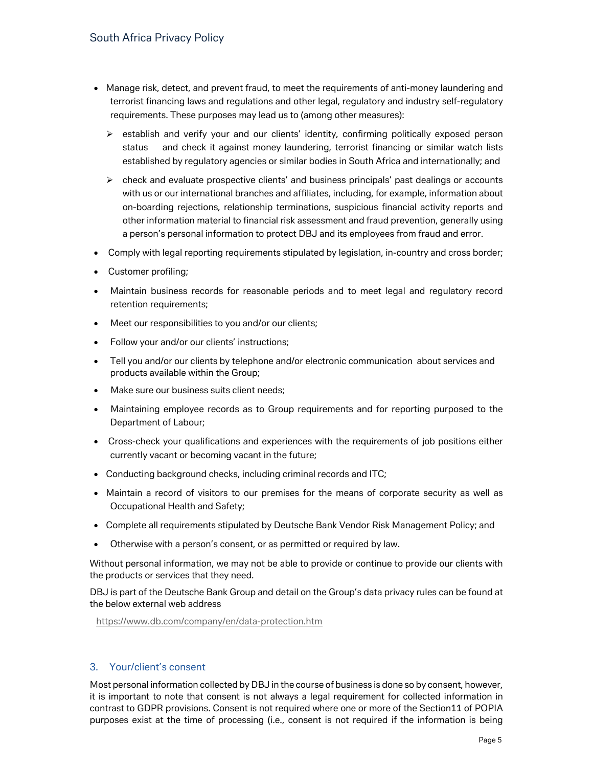- Manage risk, detect, and prevent fraud, to meet the requirements of anti-money laundering and terrorist financing laws and regulations and other legal, regulatory and industry self-regulatory requirements. These purposes may lead us to (among other measures):
  - establish and verify your and our clients' identity, confirming politically exposed person status and check it against money laundering, terrorist financing or similar watch lists established by regulatory agencies or similar bodies in South Africa and internationally; and
  - check and evaluate prospective clients' and business principals' past dealings or accounts with us or our international branches and affiliates, including, for example, information about on-boarding rejections, relationship terminations, suspicious financial activity reports and other information material to financial risk assessment and fraud prevention, generally using a person's personal information to protect DBJ and its employees from fraud and error.
- Comply with legal reporting requirements stipulated by legislation, in-country and cross border;
- Customer profiling;
- Maintain business records for reasonable periods and to meet legal and regulatory record retention requirements;
- Meet our responsibilities to you and/or our clients;
- Follow your and/or our clients' instructions;
- Tell you and/or our clients by telephone and/or electronic communication about services and products available within the Group;
- Make sure our business suits client needs;
- Maintaining employee records as to Group requirements and for reporting purposed to the Department of Labour;
- Cross-check your qualifications and experiences with the requirements of job positions either currently vacant or becoming vacant in the future;
- Conducting background checks, including criminal records and ITC;
- Maintain a record of visitors to our premises for the means of corporate security as well as Occupational Health and Safety;
- Complete all requirements stipulated by Deutsche Bank Vendor Risk Management Policy; and
- Otherwise with a person's consent, or as permitted or required by law.

Without personal information, we may not be able to provide or continue to provide our clients with the products or services that they need.

DBJ is part of the Deutsche Bank Group and detail on the Group's data privacy rules can be found at the below external web address

https://www.db.com/company/en/data-protection.htm

## 3. Your/client's consent

Most personal information collected by DBJ in the course of business is done so by consent, however, it is important to note that consent is not always a legal requirement for collected information in contrast to GDPR provisions. Consent is not required where one or more of the Section11 of POPIA purposes exist at the time of processing (i.e., consent is not required if the information is being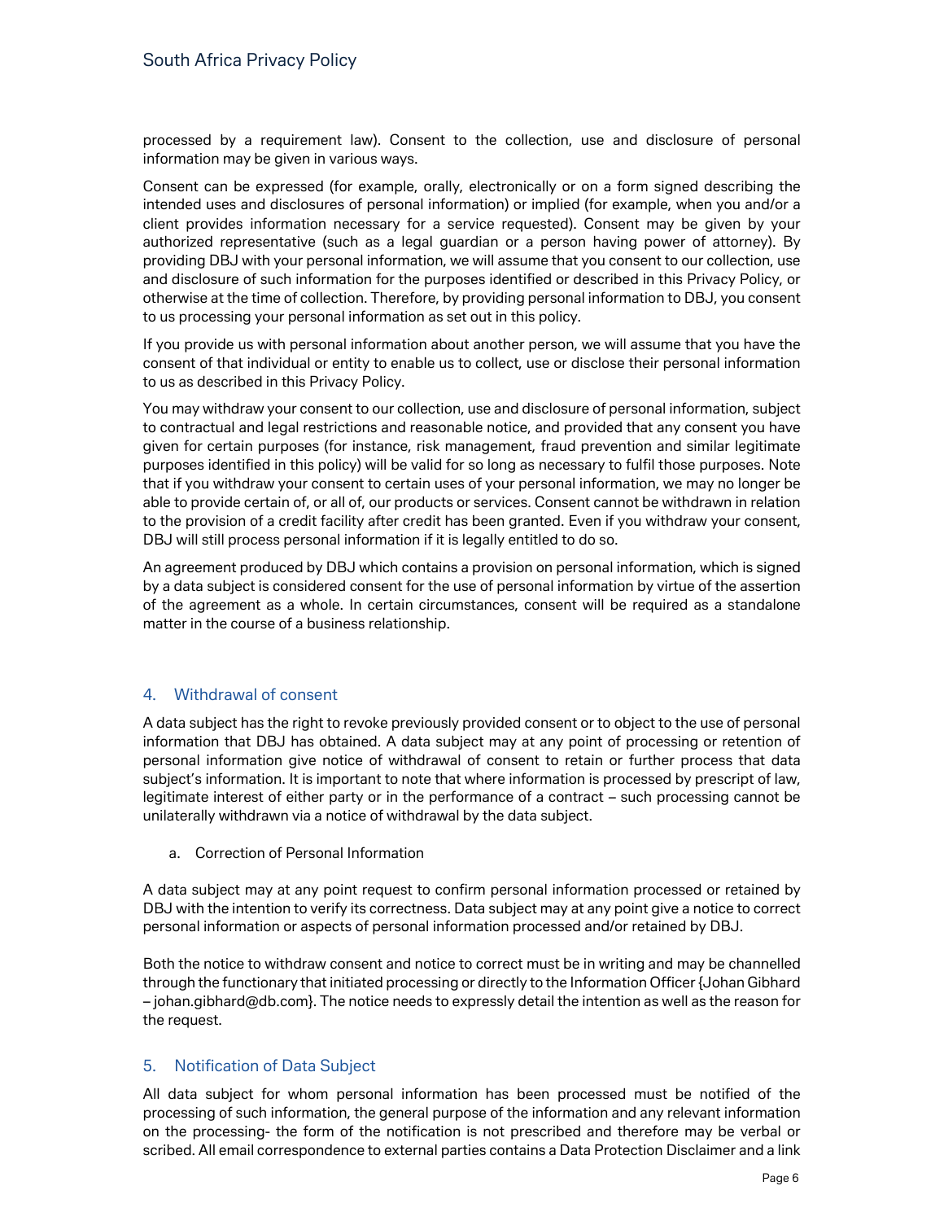processed by a requirement law). Consent to the collection, use and disclosure of personal information may be given in various ways.

Consent can be expressed (for example, orally, electronically or on a form signed describing the intended uses and disclosures of personal information) or implied (for example, when you and/or a client provides information necessary for a service requested). Consent may be given by your authorized representative (such as a legal guardian or a person having power of attorney). By providing DBJ with your personal information, we will assume that you consent to our collection, use and disclosure of such information for the purposes identified or described in this Privacy Policy, or otherwise at the time of collection. Therefore, by providing personal information to DBJ, you consent to us processing your personal information as set out in this policy.

If you provide us with personal information about another person, we will assume that you have the consent of that individual or entity to enable us to collect, use or disclose their personal information to us as described in this Privacy Policy.

You may withdraw your consent to our collection, use and disclosure of personal information, subject to contractual and legal restrictions and reasonable notice, and provided that any consent you have given for certain purposes (for instance, risk management, fraud prevention and similar legitimate purposes identified in this policy) will be valid for so long as necessary to fulfil those purposes. Note that if you withdraw your consent to certain uses of your personal information, we may no longer be able to provide certain of, or all of, our products or services. Consent cannot be withdrawn in relation to the provision of a credit facility after credit has been granted. Even if you withdraw your consent, DBJ will still process personal information if it is legally entitled to do so.

An agreement produced by DBJ which contains a provision on personal information, which is signed by a data subject is considered consent for the use of personal information by virtue of the assertion of the agreement as a whole. In certain circumstances, consent will be required as a standalone matter in the course of a business relationship.

## 4. Withdrawal of consent

A data subject has the right to revoke previously provided consent or to object to the use of personal information that DBJ has obtained. A data subject may at any point of processing or retention of personal information give notice of withdrawal of consent to retain or further process that data subject's information. It is important to note that where information is processed by prescript of law, legitimate interest of either party or in the performance of a contract – such processing cannot be unilaterally withdrawn via a notice of withdrawal by the data subject.

a. Correction of Personal Information

A data subject may at any point request to confirm personal information processed or retained by DBJ with the intention to verify its correctness. Data subject may at any point give a notice to correct personal information or aspects of personal information processed and/or retained by DBJ.

Both the notice to withdraw consent and notice to correct must be in writing and may be channelled through the functionary that initiated processing or directly to the Information Officer {Johan Gibhard – johan.gibhard@db.com}. The notice needs to expressly detail the intention as well as the reason for the request.

## 5. Notification of Data Subject

All data subject for whom personal information has been processed must be notified of the processing of such information, the general purpose of the information and any relevant information on the processing- the form of the notification is not prescribed and therefore may be verbal or scribed. All email correspondence to external parties contains a Data Protection Disclaimer and a link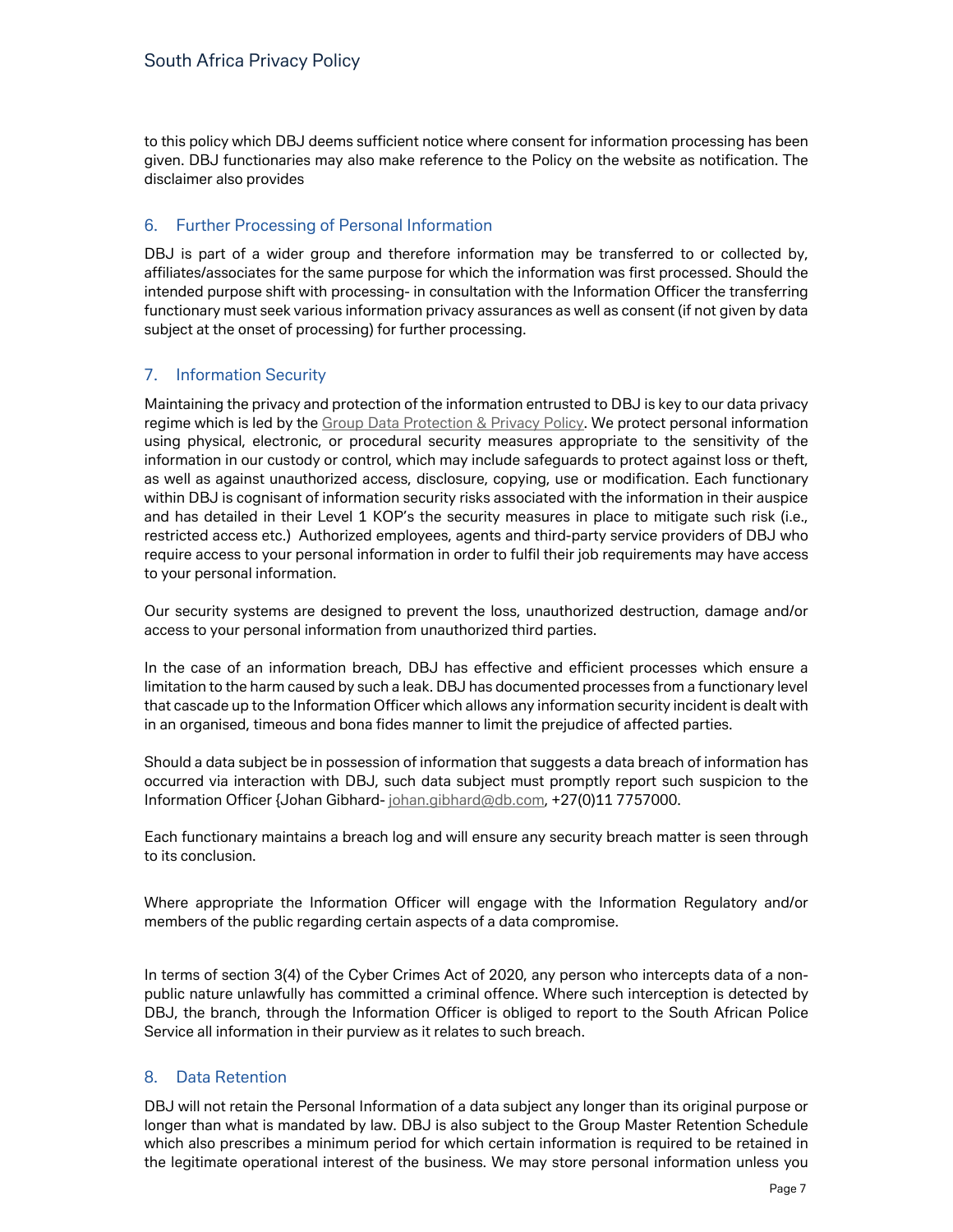to this policy which DBJ deems sufficient notice where consent for information processing has been given. DBJ functionaries may also make reference to the Policy on the website as notification. The disclaimer also provides

## 6. Further Processing of Personal Information

DBJ is part of a wider group and therefore information may be transferred to or collected by, affiliates/associates for the same purpose for which the information was first processed. Should the intended purpose shift with processing- in consultation with the Information Officer the transferring functionary must seek various information privacy assurances as well as consent (if not given by data subject at the onset of processing) for further processing.

## 7. Information Security

Maintaining the privacy and protection of the information entrusted to DBJ is key to our data privacy regime which is led by the Group Data Protection & Privacy Policy. We protect personal information using physical, electronic, or procedural security measures appropriate to the sensitivity of the information in our custody or control, which may include safeguards to protect against loss or theft, as well as against unauthorized access, disclosure, copying, use or modification. Each functionary within DBJ is cognisant of information security risks associated with the information in their auspice and has detailed in their Level 1 KOP's the security measures in place to mitigate such risk (i.e., restricted access etc.) Authorized employees, agents and third-party service providers of DBJ who require access to your personal information in order to fulfil their job requirements may have access to your personal information.

Our security systems are designed to prevent the loss, unauthorized destruction, damage and/or access to your personal information from unauthorized third parties.

In the case of an information breach, DBJ has effective and efficient processes which ensure a limitation to the harm caused by such a leak. DBJ has documented processes from a functionary level that cascade up to the Information Officer which allows any information security incident is dealt with in an organised, timeous and bona fides manner to limit the prejudice of affected parties.

Should a data subject be in possession of information that suggests a data breach of information has occurred via interaction with DBJ, such data subject must promptly report such suspicion to the Information Officer {Johan Gibhard- johan.gibhard@db.com, +27(0)11 7757000.

Each functionary maintains a breach log and will ensure any security breach matter is seen through to its conclusion.

Where appropriate the Information Officer will engage with the Information Regulatory and/or members of the public regarding certain aspects of a data compromise.

In terms of section 3(4) of the Cyber Crimes Act of 2020, any person who intercepts data of a non-public nature unlawfully has committed a criminal offence. Where such interception is detected by DBJ, the branch, through the Information Officer is obliged to report to the South African Police Service all information in their purview as it relates to such breach.

## 8. Data Retention

DBJ will not retain the Personal Information of a data subject any longer than its original purpose or longer than what is mandated by law. DBJ is also subject to the Group Master Retention Schedule which also prescribes a minimum period for which certain information is required to be retained in the legitimate operational interest of the business. We may store personal information unless you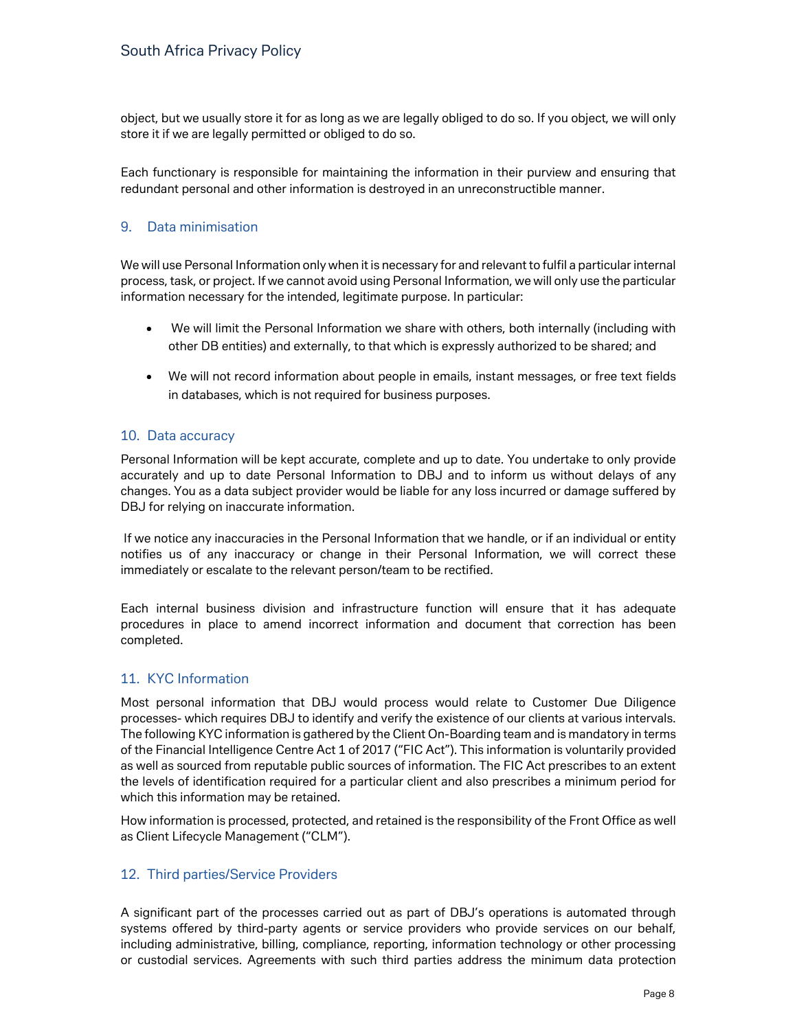object, but we usually store it for as long as we are legally obliged to do so. If you object, we will only store it if we are legally permitted or obliged to do so.

Each functionary is responsible for maintaining the information in their purview and ensuring that redundant personal and other information is destroyed in an unreconstructible manner.

## 9. Data minimisation

We will use Personal Information only when it is necessary for and relevant to fulfil a particular internal process, task, or project. If we cannot avoid using Personal Information, we will only use the particular information necessary for the intended, legitimate purpose. In particular:

- We will limit the Personal Information we share with others, both internally (including with other DB entities) and externally, to that which is expressly authorized to be shared; and
- We will not record information about people in emails, instant messages, or free text fields in databases, which is not required for business purposes.

## 10. Data accuracy

Personal Information will be kept accurate, complete and up to date. You undertake to only provide accurately and up to date Personal Information to DBJ and to inform us without delays of any changes. You as a data subject provider would be liable for any loss incurred or damage suffered by DBJ for relying on inaccurate information.

If we notice any inaccuracies in the Personal Information that we handle, or if an individual or entity notifies us of any inaccuracy or change in their Personal Information, we will correct these immediately or escalate to the relevant person/team to be rectified.

Each internal business division and infrastructure function will ensure that it has adequate procedures in place to amend incorrect information and document that correction has been completed.

## 11. KYC Information

Most personal information that DBJ would process would relate to Customer Due Diligence processes- which requires DBJ to identify and verify the existence of our clients at various intervals. The following KYC information is gathered by the Client On-Boarding team and is mandatory in terms of the Financial Intelligence Centre Act 1 of 2017 ("FIC Act"). This information is voluntarily provided as well as sourced from reputable public sources of information. The FIC Act prescribes to an extent the levels of identification required for a particular client and also prescribes a minimum period for which this information may be retained.

How information is processed, protected, and retained is the responsibility of the Front Office as well as Client Lifecycle Management ("CLM").

## 12. Third parties/Service Providers

A significant part of the processes carried out as part of DBJ's operations is automated through systems offered by third-party agents or service providers who provide services on our behalf, including administrative, billing, compliance, reporting, information technology or other processing or custodial services. Agreements with such third parties address the minimum data protection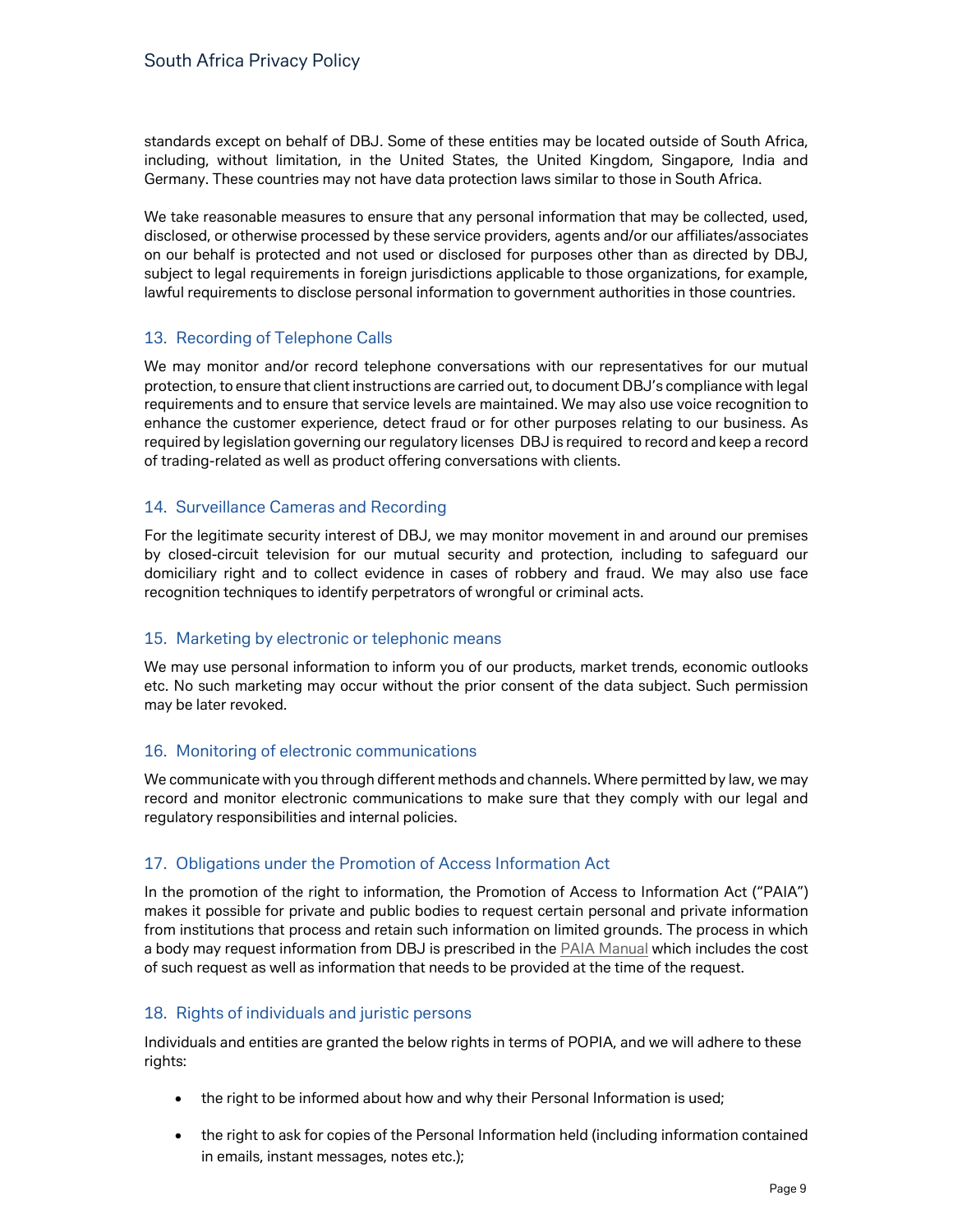standards except on behalf of DBJ. Some of these entities may be located outside of South Africa, including, without limitation, in the United States, the United Kingdom, Singapore, India and Germany. These countries may not have data protection laws similar to those in South Africa.

We take reasonable measures to ensure that any personal information that may be collected, used, disclosed, or otherwise processed by these service providers, agents and/or our affiliates/associates on our behalf is protected and not used or disclosed for purposes other than as directed by DBJ, subject to legal requirements in foreign jurisdictions applicable to those organizations, for example, lawful requirements to disclose personal information to government authorities in those countries.

## 13. Recording of Telephone Calls

We may monitor and/or record telephone conversations with our representatives for our mutual protection, to ensure that client instructions are carried out, to document DBJ's compliance with legal requirements and to ensure that service levels are maintained. We may also use voice recognition to enhance the customer experience, detect fraud or for other purposes relating to our business. As required by legislation governing our regulatory licenses DBJ is required to record and keep a record of trading-related as well as product offering conversations with clients.

## 14. Surveillance Cameras and Recording

For the legitimate security interest of DBJ, we may monitor movement in and around our premises by closed-circuit television for our mutual security and protection, including to safeguard our domiciliary right and to collect evidence in cases of robbery and fraud. We may also use face recognition techniques to identify perpetrators of wrongful or criminal acts.

## 15. Marketing by electronic or telephonic means

We may use personal information to inform you of our products, market trends, economic outlooks etc. No such marketing may occur without the prior consent of the data subject. Such permission may be later revoked.

## 16. Monitoring of electronic communications

We communicate with you through different methods and channels. Where permitted by law, we may record and monitor electronic communications to make sure that they comply with our legal and regulatory responsibilities and internal policies.

## 17. Obligations under the Promotion of Access Information Act

In the promotion of the right to information, the Promotion of Access to Information Act ("PAIA") makes it possible for private and public bodies to request certain personal and private information from institutions that process and retain such information on limited grounds. The process in which a body may request information from DBJ is prescribed in the PAIA Manual which includes the cost of such request as well as information that needs to be provided at the time of the request.

## 18. Rights of individuals and juristic persons

Individuals and entities are granted the below rights in terms of POPIA, and we will adhere to these rights:

- the right to be informed about how and why their Personal Information is used;
- the right to ask for copies of the Personal Information held (including information contained in emails, instant messages, notes etc.);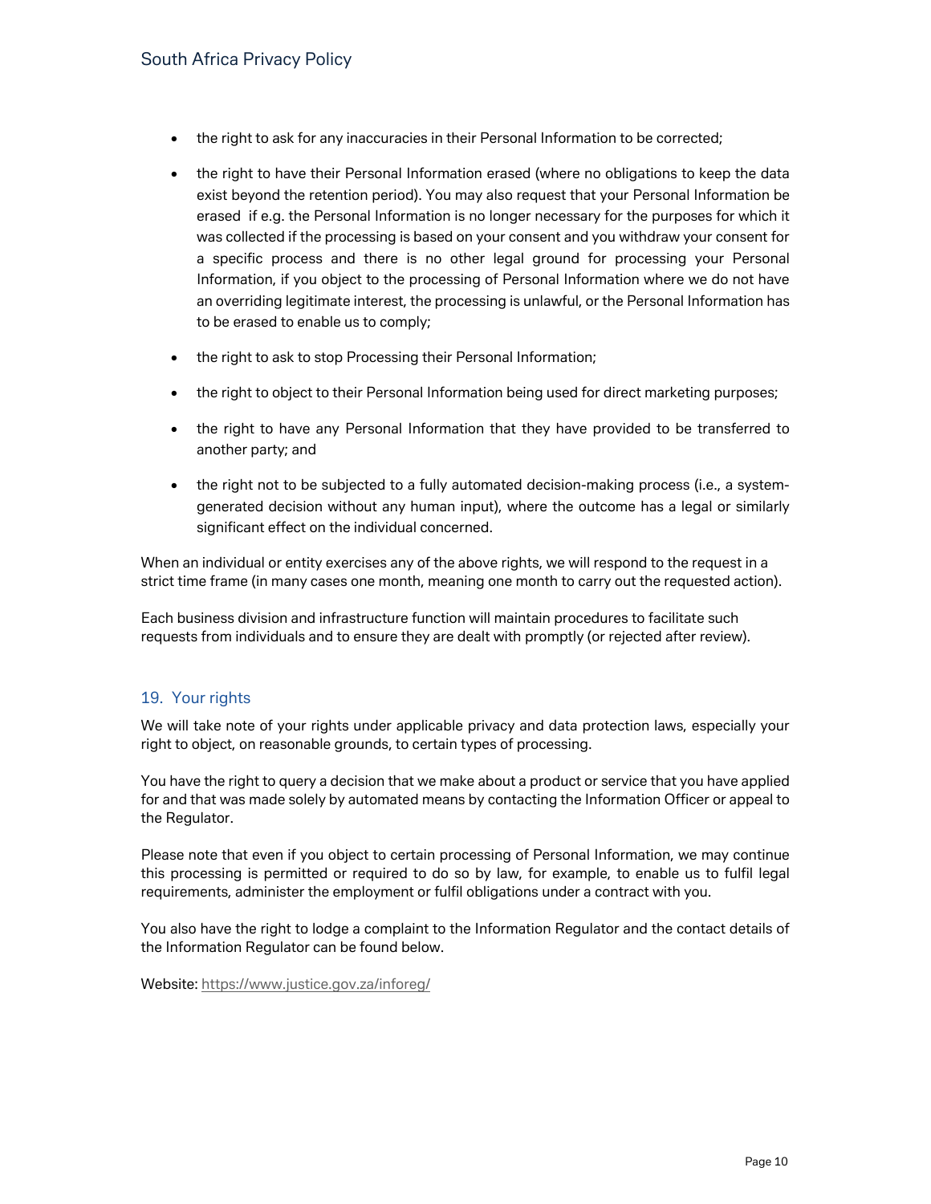- the right to ask for any inaccuracies in their Personal Information to be corrected;
- the right to have their Personal Information erased (where no obligations to keep the data exist beyond the retention period). You may also request that your Personal Information be erased if e.g. the Personal Information is no longer necessary for the purposes for which it was collected if the processing is based on your consent and you withdraw your consent for a specific process and there is no other legal ground for processing your Personal Information, if you object to the processing of Personal Information where we do not have an overriding legitimate interest, the processing is unlawful, or the Personal Information has to be erased to enable us to comply;
- the right to ask to stop Processing their Personal Information;
- the right to object to their Personal Information being used for direct marketing purposes;
- the right to have any Personal Information that they have provided to be transferred to another party; and
- the right not to be subjected to a fully automated decision-making process (i.e., a system-generated decision without any human input), where the outcome has a legal or similarly significant effect on the individual concerned.

When an individual or entity exercises any of the above rights, we will respond to the request in a strict time frame (in many cases one month, meaning one month to carry out the requested action).

Each business division and infrastructure function will maintain procedures to facilitate such requests from individuals and to ensure they are dealt with promptly (or rejected after review).

## 19. Your rights

We will take note of your rights under applicable privacy and data protection laws, especially your right to object, on reasonable grounds, to certain types of processing.

You have the right to query a decision that we make about a product or service that you have applied for and that was made solely by automated means by contacting the Information Officer or appeal to the Regulator.

Please note that even if you object to certain processing of Personal Information, we may continue this processing is permitted or required to do so by law, for example, to enable us to fulfil legal requirements, administer the employment or fulfil obligations under a contract with you.

You also have the right to lodge a complaint to the Information Regulator and the contact details of the Information Regulator can be found below.

Website: https://www.justice.gov.za/inforeg/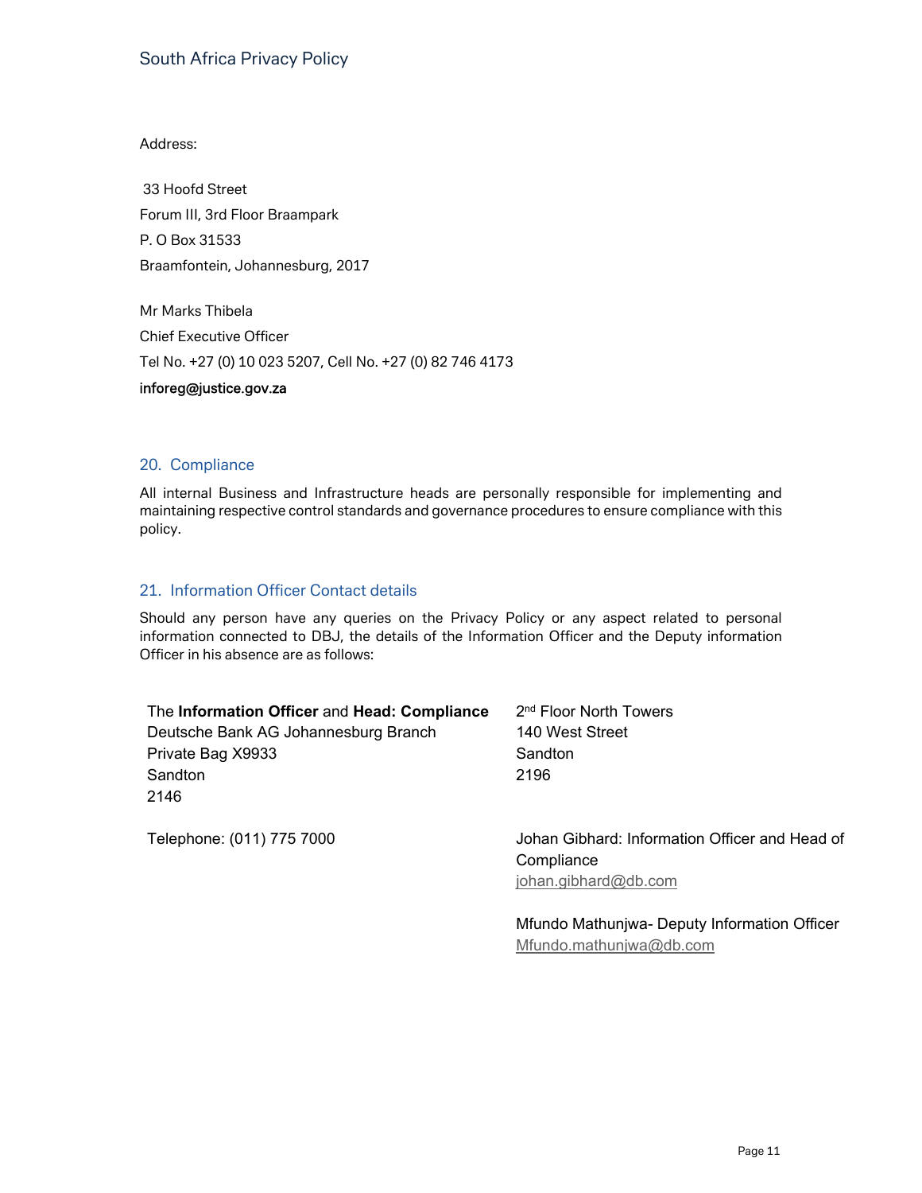Address:

33 Hoofd Street
Forum III, 3rd Floor Braampark
P. O Box 31533
Braamfontein, Johannesburg, 2017

Mr Marks Thibela
Chief Executive Officer
Tel No. +27 (0) 10 023 5207, Cell No. +27 (0) 82 746 4173
**inforeg@justice.gov.za**

## 20. Compliance

All internal Business and Infrastructure heads are personally responsible for implementing and maintaining respective control standards and governance procedures to ensure compliance with this policy.

## 21. Information Officer Contact details

Should any person have any queries on the Privacy Policy or any aspect related to personal information connected to DBJ, the details of the Information Officer and the Deputy information Officer in his absence are as follows:

The **Information Officer** and **Head: Compliance**
Deutsche Bank AG Johannesburg Branch
Private Bag X9933
Sandton
2146

Telephone: (011) 775 7000

2nd Floor North Towers
140 West Street
Sandton
2196

Johan Gibhard: Information Officer and Head of Compliance
johan.gibhard@db.com

Mfundo Mathunjwa- Deputy Information Officer
Mfundo.mathunjwa@db.com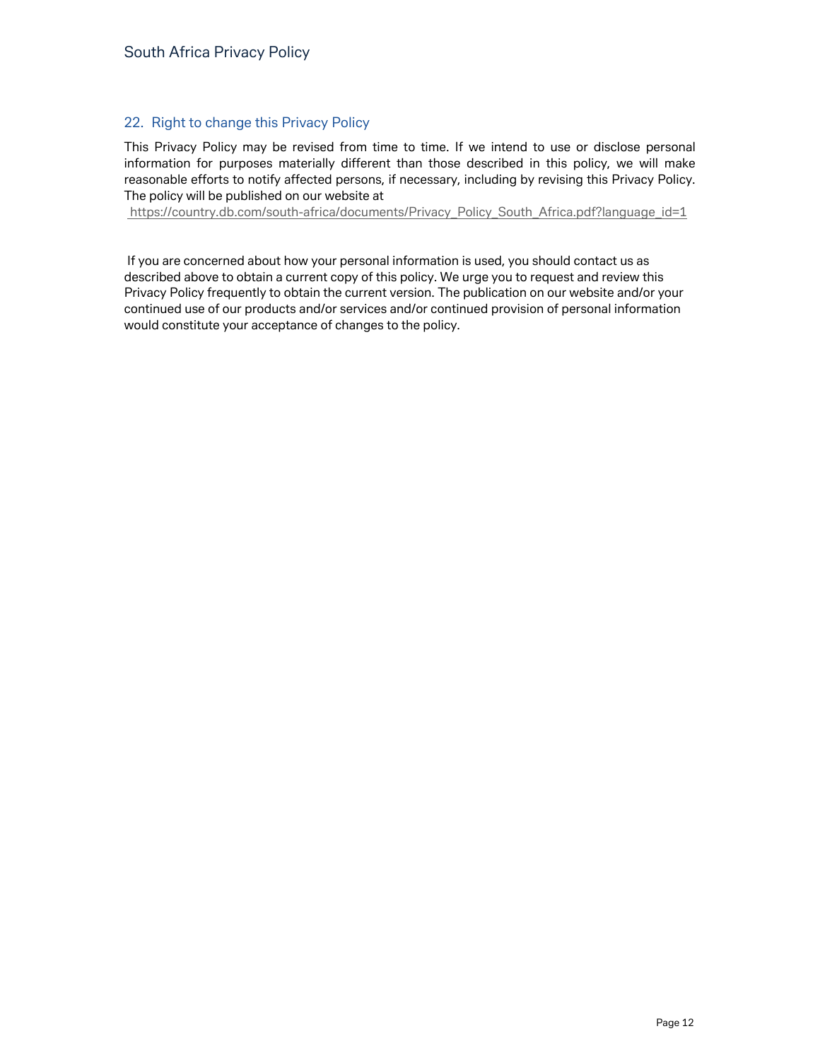## 22. Right to change this Privacy Policy

This Privacy Policy may be revised from time to time. If we intend to use or disclose personal information for purposes materially different than those described in this policy, we will make reasonable efforts to notify affected persons, if necessary, including by revising this Privacy Policy. The policy will be published on our website at https://country.db.com/south-africa/documents/Privacy_Policy_South_Africa.pdf?language_id=1

If you are concerned about how your personal information is used, you should contact us as described above to obtain a current copy of this policy. We urge you to request and review this Privacy Policy frequently to obtain the current version. The publication on our website and/or your continued use of our products and/or services and/or continued provision of personal information would constitute your acceptance of changes to the policy.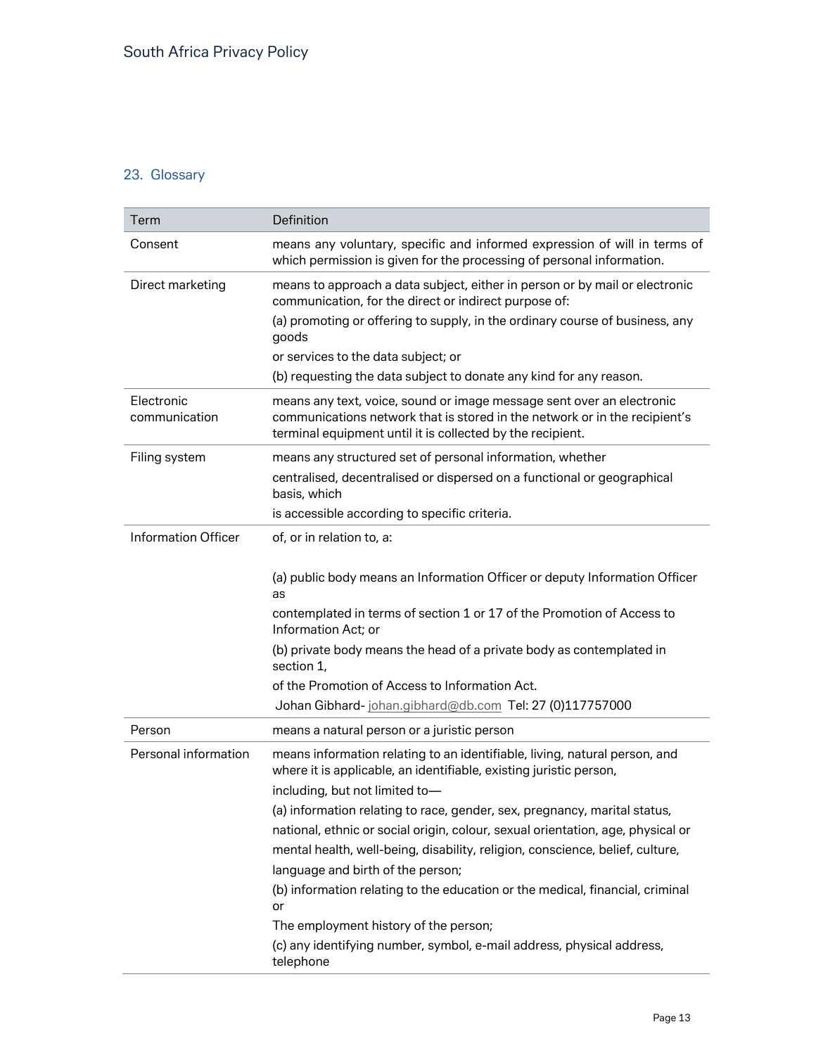## 23. Glossary

| Term | Definition |
| --- | --- |
| Consent | means any voluntary, specific and informed expression of will in terms of which permission is given for the processing of personal information. |
| Direct marketing | means to approach a data subject, either in person or by mail or electronic communication, for the direct or indirect purpose of: (a) promoting or offering to supply, in the ordinary course of business, any goods or services to the data subject; or (b) requesting the data subject to donate any kind for any reason. |
| Electronic communication | means any text, voice, sound or image message sent over an electronic communications network that is stored in the network or in the recipient's terminal equipment until it is collected by the recipient. |
| Filing system | means any structured set of personal information, whether centralised, decentralised or dispersed on a functional or geographical basis, which is accessible according to specific criteria. |
| Information Officer | of, or in relation to, a: (a) public body means an Information Officer or deputy Information Officer as contemplated in terms of section 1 or 17 of the Promotion of Access to Information Act; or (b) private body means the head of a private body as contemplated in section 1, of the Promotion of Access to Information Act. Johan Gibhard- johan.gibhard@db.com Tel: 27 (0)117757000 |
| Person | means a natural person or a juristic person |
| Personal information | means information relating to an identifiable, living, natural person, and where it is applicable, an identifiable, existing juristic person, including, but not limited to— (a) information relating to race, gender, sex, pregnancy, marital status, national, ethnic or social origin, colour, sexual orientation, age, physical or mental health, well-being, disability, religion, conscience, belief, culture, language and birth of the person; (b) information relating to the education or the medical, financial, criminal or The employment history of the person; (c) any identifying number, symbol, e-mail address, physical address, telephone |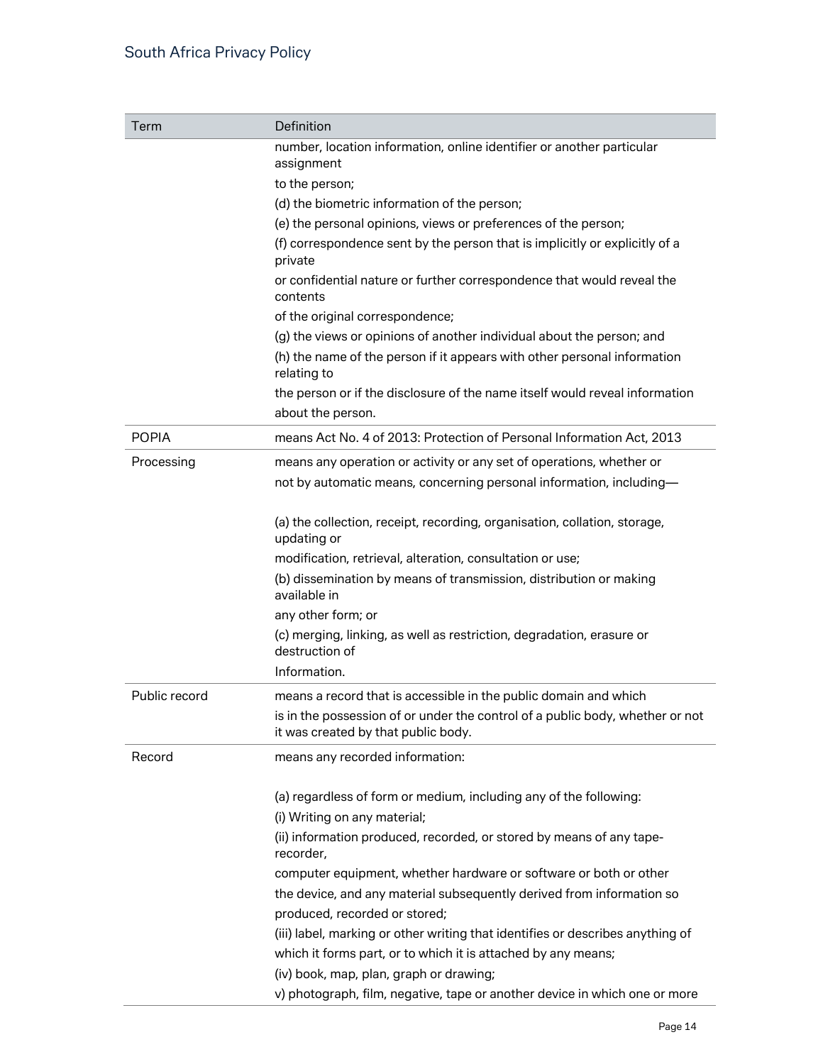| Term | Definition |
| --- | --- |
| | number, location information, online identifier or another particular assignment<br>to the person;<br>(d) the biometric information of the person;<br>(e) the personal opinions, views or preferences of the person;<br>(f) correspondence sent by the person that is implicitly or explicitly of a private<br>or confidential nature or further correspondence that would reveal the contents<br>of the original correspondence;<br>(g) the views or opinions of another individual about the person; and<br>(h) the name of the person if it appears with other personal information relating to<br>the person or if the disclosure of the name itself would reveal information<br>about the person. |
| POPIA | means Act No. 4 of 2013: Protection of Personal Information Act, 2013 |
| Processing | means any operation or activity or any set of operations, whether or<br>not by automatic means, concerning personal information, including—<br><br>(a) the collection, receipt, recording, organisation, collation, storage, updating or<br>modification, retrieval, alteration, consultation or use;<br>(b) dissemination by means of transmission, distribution or making available in<br>any other form; or<br>(c) merging, linking, as well as restriction, degradation, erasure or destruction of<br>Information. |
| Public record | means a record that is accessible in the public domain and which<br>is in the possession of or under the control of a public body, whether or not it was created by that public body. |
| Record | means any recorded information:<br><br>(a) regardless of form or medium, including any of the following:<br>(i) Writing on any material;<br>(ii) information produced, recorded, or stored by means of any tape-recorder,<br>computer equipment, whether hardware or software or both or other<br>the device, and any material subsequently derived from information so<br>produced, recorded or stored;<br>(iii) label, marking or other writing that identifies or describes anything of<br>which it forms part, or to which it is attached by any means;<br>(iv) book, map, plan, graph or drawing;<br>v) photograph, film, negative, tape or another device in which one or more |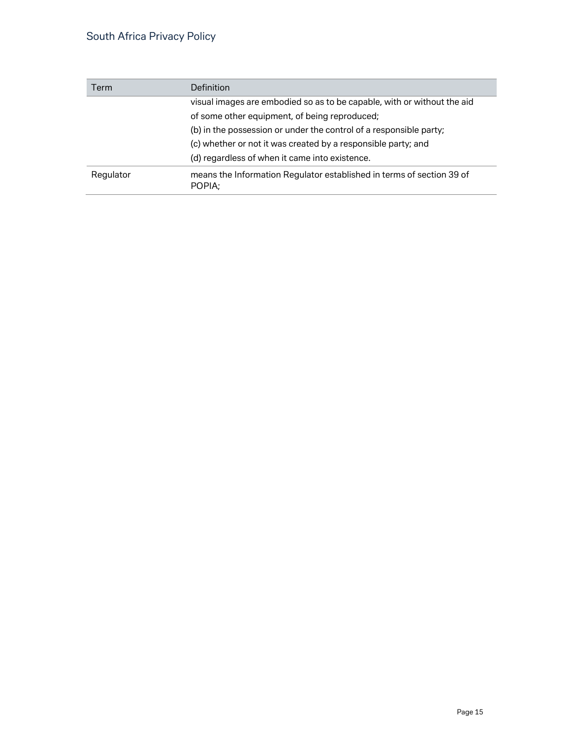| Term | Definition |
| --- | --- |
| | visual images are embodied so as to be capable, with or without the aid of some other equipment, of being reproduced;<br>(b) in the possession or under the control of a responsible party;<br>(c) whether or not it was created by a responsible party; and<br>(d) regardless of when it came into existence. |
| Regulator | means the Information Regulator established in terms of section 39 of POPIA; |